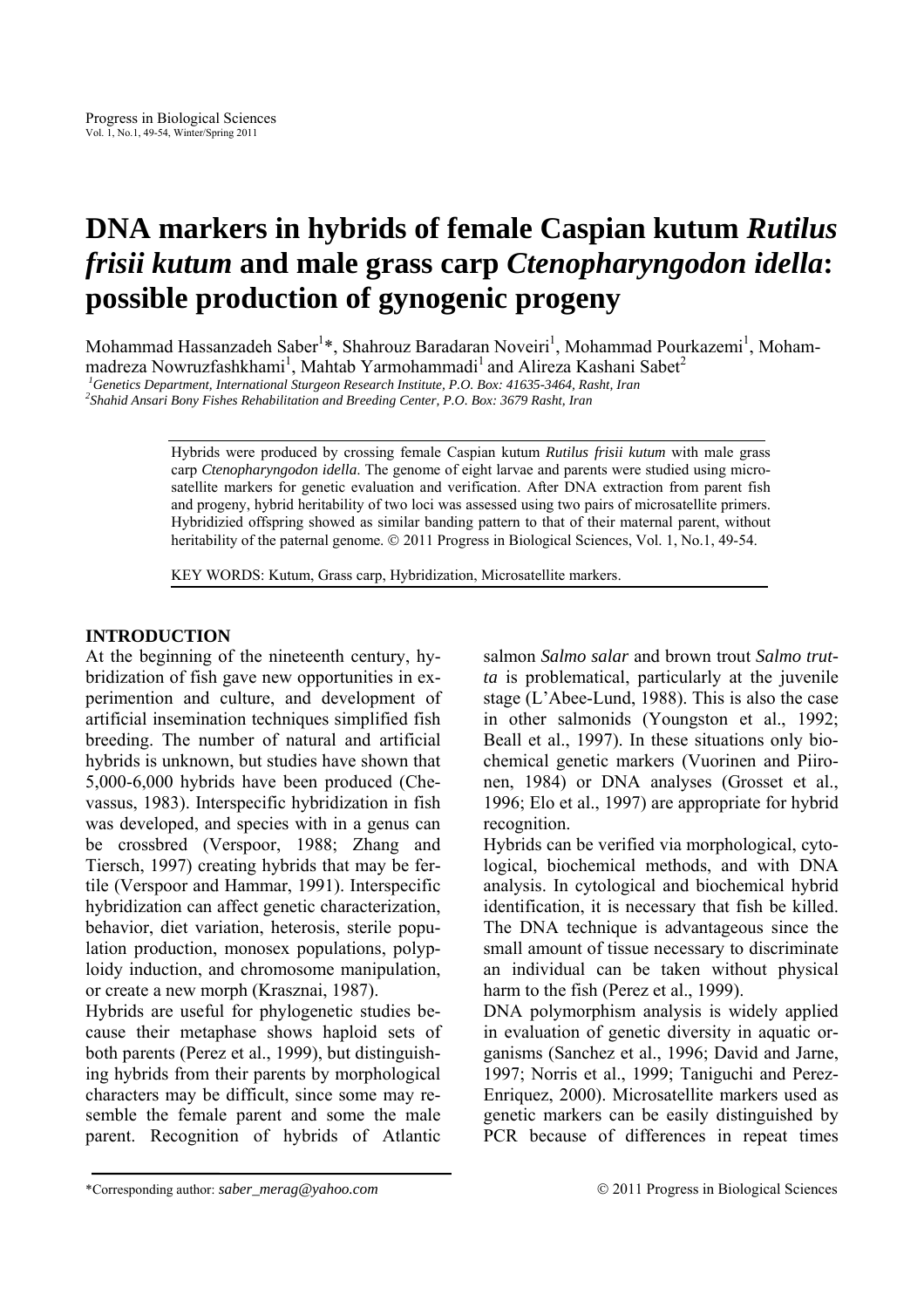# DNA markers in hybrids of female Caspian kutum *Rutilus frisii kutum* and male grass carp *Ctenopharyngodon idella*: possible production of gynogenic progeny

Mohammad Hassanzadeh Saber[1]*, Shahrouz Baradaran Noveiri[1], Mohammad Pourkazemi[1], Mohammadreza Nowruzfashkhami[1], Mahtab Yarmohammadi[1] and Alireza Kashani Sabet[2]

[1] *Genetics Department, International Sturgeon Research Institute, P.O. Box: 41635-3464, Rasht, Iran*
[2] *Shahid Ansari Bony Fishes Rehabilitation and Breeding Center, P.O. Box: 3679 Rasht, Iran*

Hybrids were produced by crossing female Caspian kutum *Rutilus frisii kutum* with male grass carp *Ctenopharyngodon idella*. The genome of eight larvae and parents were studied using microsatellite markers for genetic evaluation and verification. After DNA extraction from parent fish and progeny, hybrid heritability of two loci was assessed using two pairs of microsatellite primers. Hybridizied offspring showed as similar banding pattern to that of their maternal parent, without heritability of the paternal genome. © 2011 Progress in Biological Sciences, Vol. 1, No.1, 49-54.

KEY WORDS: Kutum, Grass carp, Hybridization, Microsatellite markers.

## INTRODUCTION

At the beginning of the nineteenth century, hybridization of fish gave new opportunities in experimention and culture, and development of artificial insemination techniques simplified fish breeding. The number of natural and artificial hybrids is unknown, but studies have shown that 5,000-6,000 hybrids have been produced (Chevassus, 1983). Interspecific hybridization in fish was developed, and species with in a genus can be crossbred (Verspoor, 1988; Zhang and Tiersch, 1997) creating hybrids that may be fertile (Verspoor and Hammar, 1991). Interspecific hybridization can affect genetic characterization, behavior, diet variation, heterosis, sterile population production, monosex populations, polyploidy induction, and chromosome manipulation, or create a new morph (Krasznai, 1987).

Hybrids are useful for phylogenetic studies because their metaphase shows haploid sets of both parents (Perez et al., 1999), but distinguishing hybrids from their parents by morphological characters may be difficult, since some may resemble the female parent and some the male parent. Recognition of hybrids of Atlantic salmon *Salmo salar* and brown trout *Salmo trutta* is problematical, particularly at the juvenile stage (L'Abee-Lund, 1988). This is also the case in other salmonids (Youngston et al., 1992; Beall et al., 1997). In these situations only biochemical genetic markers (Vuorinen and Piironen, 1984) or DNA analyses (Grosset et al., 1996; Elo et al., 1997) are appropriate for hybrid recognition.

Hybrids can be verified via morphological, cytological, biochemical methods, and with DNA analysis. In cytological and biochemical hybrid identification, it is necessary that fish be killed. The DNA technique is advantageous since the small amount of tissue necessary to discriminate an individual can be taken without physical harm to the fish (Perez et al., 1999).

DNA polymorphism analysis is widely applied in evaluation of genetic diversity in aquatic organisms (Sanchez et al., 1996; David and Jarne, 1997; Norris et al., 1999; Taniguchi and Perez-Enriquez, 2000). Microsatellite markers used as genetic markers can be easily distinguished by PCR because of differences in repeat times

*Corresponding author: *saber_merag@yahoo.com*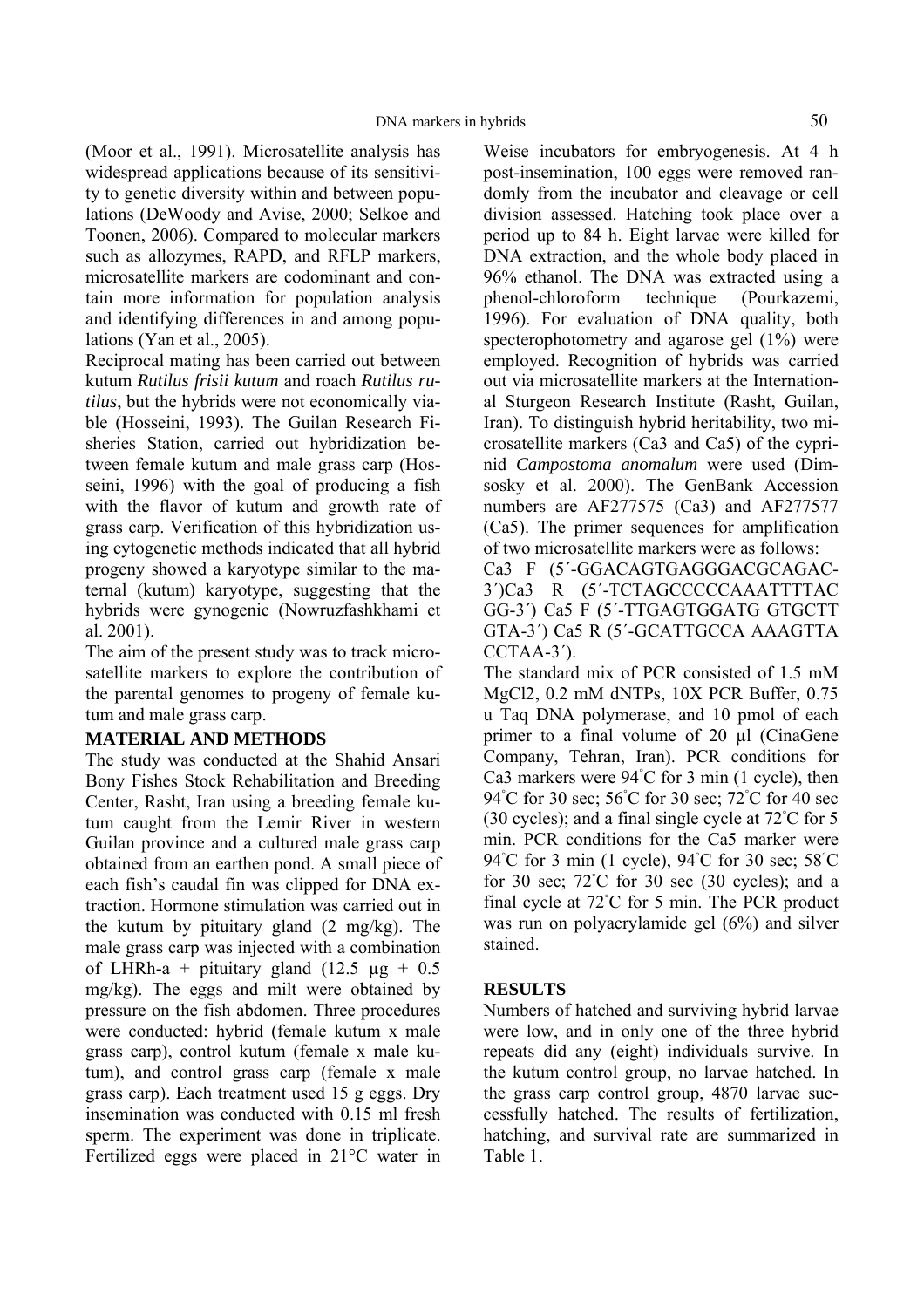(Moor et al., 1991). Microsatellite analysis has widespread applications because of its sensitivity to genetic diversity within and between populations (DeWoody and Avise, 2000; Selkoe and Toonen, 2006). Compared to molecular markers such as allozymes, RAPD, and RFLP markers, microsatellite markers are codominant and contain more information for population analysis and identifying differences in and among populations (Yan et al., 2005).

Reciprocal mating has been carried out between kutum *Rutilus frisii kutum* and roach *Rutilus rutilus*, but the hybrids were not economically viable (Hosseini, 1993). The Guilan Research Fisheries Station, carried out hybridization between female kutum and male grass carp (Hosseini, 1996) with the goal of producing a fish with the flavor of kutum and growth rate of grass carp. Verification of this hybridization using cytogenetic methods indicated that all hybrid progeny showed a karyotype similar to the maternal (kutum) karyotype, suggesting that the hybrids were gynogenic (Nowruzfashkhami et al. 2001).

The aim of the present study was to track microsatellite markers to explore the contribution of the parental genomes to progeny of female kutum and male grass carp.

## MATERIAL AND METHODS

The study was conducted at the Shahid Ansari Bony Fishes Stock Rehabilitation and Breeding Center, Rasht, Iran using a breeding female kutum caught from the Lemir River in western Guilan province and a cultured male grass carp obtained from an earthen pond. A small piece of each fish's caudal fin was clipped for DNA extraction. Hormone stimulation was carried out in the kutum by pituitary gland (2 mg/kg). The male grass carp was injected with a combination of LHRh-a + pituitary gland (12.5 µg + 0.5 mg/kg). The eggs and milt were obtained by pressure on the fish abdomen. Three procedures were conducted: hybrid (female kutum x male grass carp), control kutum (female x male kutum), and control grass carp (female x male grass carp). Each treatment used 15 g eggs. Dry insemination was conducted with 0.15 ml fresh sperm. The experiment was done in triplicate. Fertilized eggs were placed in 21°C water in Weise incubators for embryogenesis. At 4 h post-insemination, 100 eggs were removed randomly from the incubator and cleavage or cell division assessed. Hatching took place over a period up to 84 h. Eight larvae were killed for DNA extraction, and the whole body placed in 96% ethanol. The DNA was extracted using a phenol-chloroform technique (Pourkazemi, 1996). For evaluation of DNA quality, both specterophotometry and agarose gel (1%) were employed. Recognition of hybrids was carried out via microsatellite markers at the International Sturgeon Research Institute (Rasht, Guilan, Iran). To distinguish hybrid heritability, two microsatellite markers (Ca3 and Ca5) of the cyprinid *Campostoma anomalum* were used (Dimsosky et al. 2000). The GenBank Accession numbers are AF277575 (Ca3) and AF277577 (Ca5). The primer sequences for amplification of two microsatellite markers were as follows:

Ca3 F (5´-GGACAGTGAGGGACGCAGAC-3´)Ca3 R (5´-TCTAGCCCCCAAATTTTAC GG-3´) Ca5 F (5´-TTGAGTGGATG GTGCTT GTA-3´) Ca5 R (5´-GCATTGCCA AAAGTTA CCTAA-3´).

The standard mix of PCR consisted of 1.5 mM MgCl2, 0.2 mM dNTPs, 10X PCR Buffer, 0.75 u Taq DNA polymerase, and 10 pmol of each primer to a final volume of 20 µl (CinaGene Company, Tehran, Iran). PCR conditions for Ca3 markers were 94˚C for 3 min (1 cycle), then 94˚C for 30 sec; 56˚C for 30 sec; 72˚C for 40 sec (30 cycles); and a final single cycle at 72˚C for 5 min. PCR conditions for the Ca5 marker were 94˚C for 3 min (1 cycle), 94˚C for 30 sec; 58˚C for 30 sec; 72˚C for 30 sec (30 cycles); and a final cycle at 72˚C for 5 min. The PCR product was run on polyacrylamide gel (6%) and silver stained.

## RESULTS

Numbers of hatched and surviving hybrid larvae were low, and in only one of the three hybrid repeats did any (eight) individuals survive. In the kutum control group, no larvae hatched. In the grass carp control group, 4870 larvae successfully hatched. The results of fertilization, hatching, and survival rate are summarized in Table 1.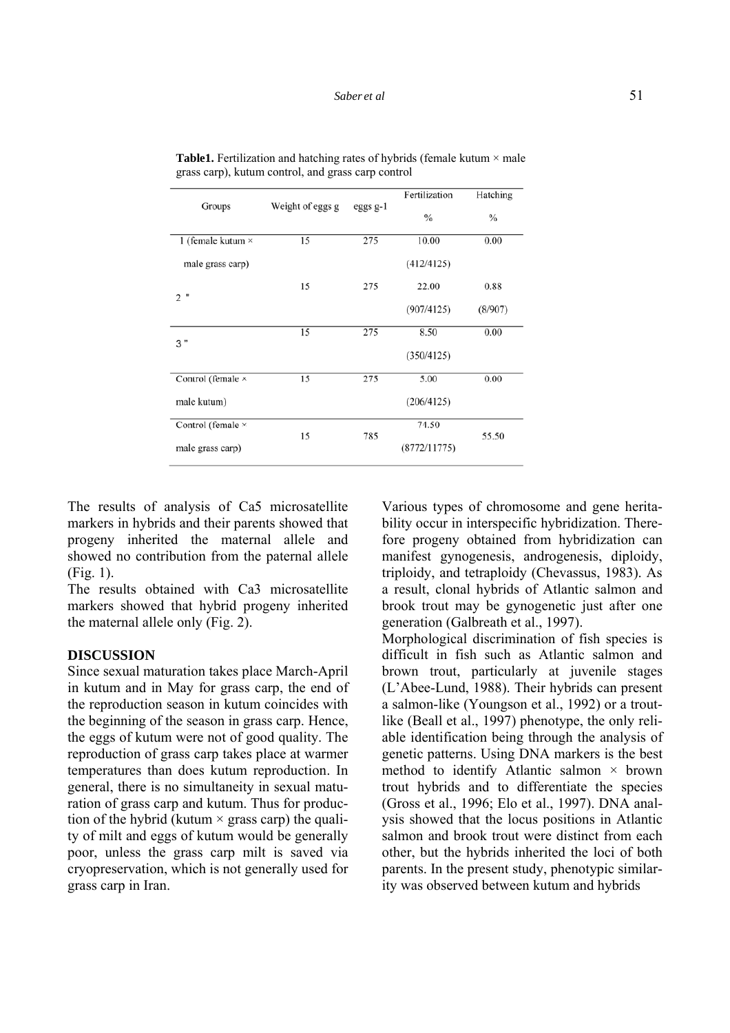**Table1.** Fertilization and hatching rates of hybrids (female kutum × male grass carp), kutum control, and grass carp control

| Groups | Weight of eggs g | eggs g-1 | Fertilization % | Hatching % |
|---|---|---|---|---|
| 1 (female kutum × male grass carp) | 15 | 275 | 10.00 (412/4125) | 0.00 |
| 2 " | 15 | 275 | 22.00 (907/4125) | 0.88 (8/907) |
| 3 " | 15 | 275 | 8.50 (350/4125) | 0.00 |
| Control (female × male kutum) | 15 | 275 | 5.00 (206/4125) | 0.00 |
| Control (female × male grass carp) | 15 | 785 | 74.50 (8772/11775) | 55.50 |

The results of analysis of Ca5 microsatellite markers in hybrids and their parents showed that progeny inherited the maternal allele and showed no contribution from the paternal allele (Fig. 1).

The results obtained with Ca3 microsatellite markers showed that hybrid progeny inherited the maternal allele only (Fig. 2).

## DISCUSSION

Since sexual maturation takes place March-April in kutum and in May for grass carp, the end of the reproduction season in kutum coincides with the beginning of the season in grass carp. Hence, the eggs of kutum were not of good quality. The reproduction of grass carp takes place at warmer temperatures than does kutum reproduction. In general, there is no simultaneity in sexual maturation of grass carp and kutum. Thus for production of the hybrid (kutum × grass carp) the quality of milt and eggs of kutum would be generally poor, unless the grass carp milt is saved via cryopreservation, which is not generally used for grass carp in Iran.

Various types of chromosome and gene heritability occur in interspecific hybridization. Therefore progeny obtained from hybridization can manifest gynogenesis, androgenesis, diploidy, triploidy, and tetraploidy (Chevassus, 1983). As a result, clonal hybrids of Atlantic salmon and brook trout may be gynogenetic just after one generation (Galbreath et al., 1997).

Morphological discrimination of fish species is difficult in fish such as Atlantic salmon and brown trout, particularly at juvenile stages (L'Abee-Lund, 1988). Their hybrids can present a salmon-like (Youngson et al., 1992) or a trout-like (Beall et al., 1997) phenotype, the only reliable identification being through the analysis of genetic patterns. Using DNA markers is the best method to identify Atlantic salmon × brown trout hybrids and to differentiate the species (Gross et al., 1996; Elo et al., 1997). DNA analysis showed that the locus positions in Atlantic salmon and brook trout were distinct from each other, but the hybrids inherited the loci of both parents. In the present study, phenotypic similarity was observed between kutum and hybrids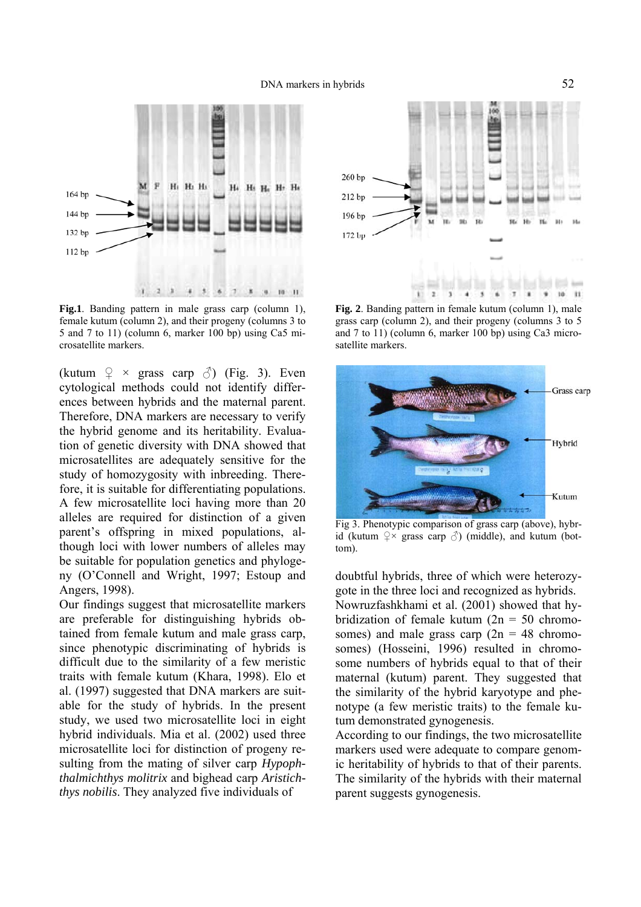**Fig.1**. Banding pattern in male grass carp (column 1), female kutum (column 2), and their progeny (columns 3 to 5 and 7 to 11) (column 6, marker 100 bp) using Ca5 microsatellite markers.

**Fig. 2**. Banding pattern in female kutum (column 1), male grass carp (column 2), and their progeny (columns 3 to 5 and 7 to 11) (column 6, marker 100 bp) using Ca3 microsatellite markers.

(kutum ♀ × grass carp ♂) (Fig. 3). Even cytological methods could not identify differences between hybrids and the maternal parent. Therefore, DNA markers are necessary to verify the hybrid genome and its heritability. Evaluation of genetic diversity with DNA showed that microsatellites are adequately sensitive for the study of homozygosity with inbreeding. Therefore, it is suitable for differentiating populations. A few microsatellite loci having more than 20 alleles are required for distinction of a given parent's offspring in mixed populations, although loci with lower numbers of alleles may be suitable for population genetics and phylogeny (O'Connell and Wright, 1997; Estoup and Angers, 1998).

Our findings suggest that microsatellite markers are preferable for distinguishing hybrids obtained from female kutum and male grass carp, since phenotypic discriminating of hybrids is difficult due to the similarity of a few meristic traits with female kutum (Khara, 1998). Elo et al. (1997) suggested that DNA markers are suitable for the study of hybrids. In the present study, we used two microsatellite loci in eight hybrid individuals. Mia et al. (2002) used three microsatellite loci for distinction of progeny resulting from the mating of silver carp *Hypophthalmichthys molitrix* and bighead carp *Aristichthys nobilis*. They analyzed five individuals of doubtful hybrids, three of which were heterozygote in the three loci and recognized as hybrids. Nowruzfashkhami et al. (2001) showed that hybridization of female kutum (2n = 50 chromosomes) and male grass carp (2n = 48 chromosomes) (Hosseini, 1996) resulted in chromosome numbers of hybrids equal to that of their maternal (kutum) parent. They suggested that the similarity of the hybrid karyotype and phenotype (a few meristic traits) to the female kutum demonstrated gynogenesis.

Fig 3. Phenotypic comparison of grass carp (above), hybrid (kutum ♀× grass carp ♂) (middle), and kutum (bottom).

According to our findings, the two microsatellite markers used were adequate to compare genomic heritability of hybrids to that of their parents. The similarity of the hybrids with their maternal parent suggests gynogenesis.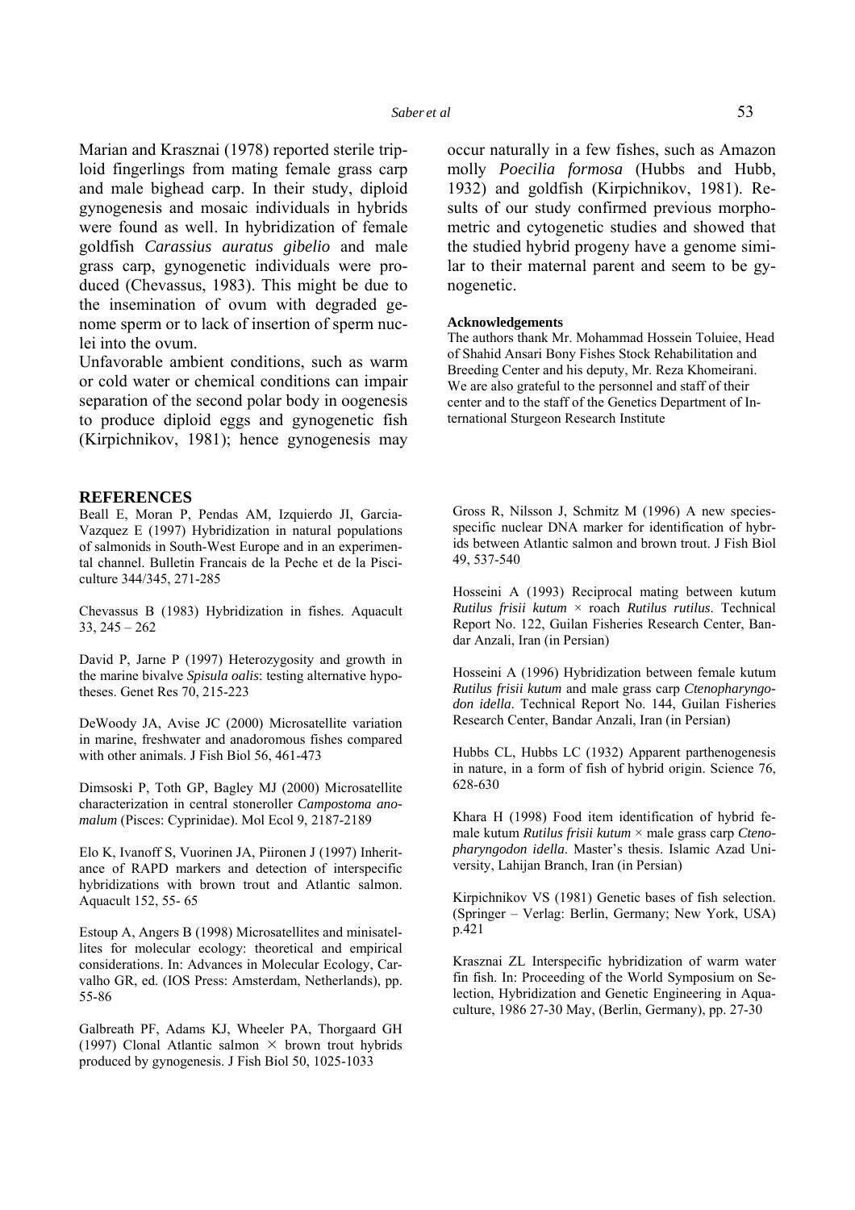Marian and Krasznai (1978) reported sterile triploid fingerlings from mating female grass carp and male bighead carp. In their study, diploid gynogenesis and mosaic individuals in hybrids were found as well. In hybridization of female goldfish *Carassius auratus gibelio* and male grass carp, gynogenetic individuals were produced (Chevassus, 1983). This might be due to the insemination of ovum with degraded genome sperm or to lack of insertion of sperm nuclei into the ovum.

Unfavorable ambient conditions, such as warm or cold water or chemical conditions can impair separation of the second polar body in oogenesis to produce diploid eggs and gynogenetic fish (Kirpichnikov, 1981); hence gynogenesis may occur naturally in a few fishes, such as Amazon molly *Poecilia formosa* (Hubbs and Hubb, 1932) and goldfish (Kirpichnikov, 1981). Results of our study confirmed previous morphometric and cytogenetic studies and showed that the studied hybrid progeny have a genome similar to their maternal parent and seem to be gynogenetic.

#### Acknowledgements

The authors thank Mr. Mohammad Hossein Toluiee, Head of Shahid Ansari Bony Fishes Stock Rehabilitation and Breeding Center and his deputy, Mr. Reza Khomeirani. We are also grateful to the personnel and staff of their center and to the staff of the Genetics Department of International Sturgeon Research Institute

## REFERENCES

Beall E, Moran P, Pendas AM, Izquierdo JI, Garcia-Vazquez E (1997) Hybridization in natural populations of salmonids in South-West Europe and in an experimental channel. Bulletin Francais de la Peche et de la Pisciculture 344/345, 271-285

Chevassus B (1983) Hybridization in fishes. Aquacult 33, 245 – 262

David P, Jarne P (1997) Heterozygosity and growth in the marine bivalve *Spisula oalis*: testing alternative hypotheses. Genet Res 70, 215-223

DeWoody JA, Avise JC (2000) Microsatellite variation in marine, freshwater and anadoromous fishes compared with other animals. J Fish Biol 56, 461-473

Dimsoski P, Toth GP, Bagley MJ (2000) Microsatellite characterization in central stoneroller *Campostoma anomalum* (Pisces: Cyprinidae). Mol Ecol 9, 2187-2189

Elo K, Ivanoff S, Vuorinen JA, Piironen J (1997) Inheritance of RAPD markers and detection of interspecific hybridizations with brown trout and Atlantic salmon. Aquacult 152, 55- 65

Estoup A, Angers B (1998) Microsatellites and minisatellites for molecular ecology: theoretical and empirical considerations. In: Advances in Molecular Ecology, Carvalho GR, ed. (IOS Press: Amsterdam, Netherlands), pp. 55-86

Galbreath PF, Adams KJ, Wheeler PA, Thorgaard GH (1997) Clonal Atlantic salmon × brown trout hybrids produced by gynogenesis. J Fish Biol 50, 1025-1033

Gross R, Nilsson J, Schmitz M (1996) A new species-specific nuclear DNA marker for identification of hybrids between Atlantic salmon and brown trout. J Fish Biol 49, 537-540

Hosseini A (1993) Reciprocal mating between kutum *Rutilus frisii kutum* × roach *Rutilus rutilus*. Technical Report No. 122, Guilan Fisheries Research Center, Bandar Anzali, Iran (in Persian)

Hosseini A (1996) Hybridization between female kutum *Rutilus frisii kutum* and male grass carp *Ctenopharyngodon idella*. Technical Report No. 144, Guilan Fisheries Research Center, Bandar Anzali, Iran (in Persian)

Hubbs CL, Hubbs LC (1932) Apparent parthenogenesis in nature, in a form of fish of hybrid origin. Science 76, 628-630

Khara H (1998) Food item identification of hybrid female kutum *Rutilus frisii kutum* × male grass carp *Ctenopharyngodon idella*. Master's thesis. Islamic Azad University, Lahijan Branch, Iran (in Persian)

Kirpichnikov VS (1981) Genetic bases of fish selection. (Springer – Verlag: Berlin, Germany; New York, USA) p.421

Krasznai ZL Interspecific hybridization of warm water fin fish. In: Proceeding of the World Symposium on Selection, Hybridization and Genetic Engineering in Aquaculture, 1986 27-30 May, (Berlin, Germany), pp. 27-30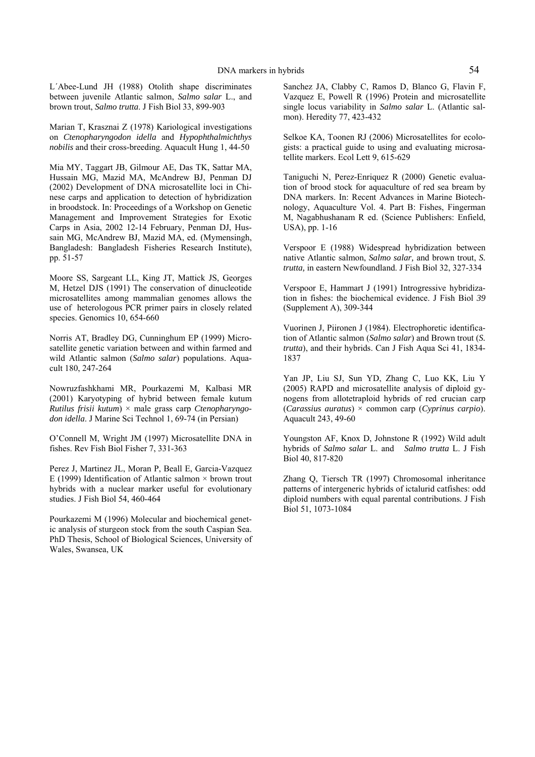L´Abee-Lund JH (1988) Otolith shape discriminates between juvenile Atlantic salmon, *Salmo salar* L., and brown trout, *Salmo trutta*. J Fish Biol 33, 899-903

Marian T, Krasznai Z (1978) Kariological investigations on *Ctenopharyngodon idella* and *Hypophthalmichthys nobilis* and their cross-breeding. Aquacult Hung 1, 44-50

Mia MY, Taggart JB, Gilmour AE, Das TK, Sattar MA, Hussain MG, Mazid MA, McAndrew BJ, Penman DJ (2002) Development of DNA microsatellite loci in Chinese carps and application to detection of hybridization in broodstock. In: Proceedings of a Workshop on Genetic Management and Improvement Strategies for Exotic Carps in Asia, 2002 12-14 February, Penman DJ, Hussain MG, McAndrew BJ, Mazid MA, ed. (Mymensingh, Bangladesh: Bangladesh Fisheries Research Institute), pp. 51-57

Moore SS, Sargeant LL, King JT, Mattick JS, Georges M, Hetzel DJS (1991) The conservation of dinucleotide microsatellites among mammalian genomes allows the use of heterologous PCR primer pairs in closely related species. Genomics 10, 654-660

Norris AT, Bradley DG, Cunninghum EP (1999) Microsatellite genetic variation between and within farmed and wild Atlantic salmon (*Salmo salar*) populations. Aquacult 180, 247-264

Nowruzfashkhami MR, Pourkazemi M, Kalbasi MR (2001) Karyotyping of hybrid between female kutum *Rutilus frisii kutum*) × male grass carp *Ctenopharyngodon idella*. J Marine Sci Technol 1, 69-74 (in Persian)

O'Connell M, Wright JM (1997) Microsatellite DNA in fishes. Rev Fish Biol Fisher 7, 331-363

Perez J, Martinez JL, Moran P, Beall E, Garcia-Vazquez E (1999) Identification of Atlantic salmon × brown trout hybrids with a nuclear marker useful for evolutionary studies. J Fish Biol 54, 460-464

Pourkazemi M (1996) Molecular and biochemical genetic analysis of sturgeon stock from the south Caspian Sea. PhD Thesis, School of Biological Sciences, University of Wales, Swansea, UK

Sanchez JA, Clabby C, Ramos D, Blanco G, Flavin F, Vazquez E, Powell R (1996) Protein and microsatellite single locus variability in *Salmo salar* L. (Atlantic salmon). Heredity 77, 423-432

Selkoe KA, Toonen RJ (2006) Microsatellites for ecologists: a practical guide to using and evaluating microsatellite markers. Ecol Lett 9, 615-629

Taniguchi N, Perez-Enriquez R (2000) Genetic evaluation of brood stock for aquaculture of red sea bream by DNA markers. In: Recent Advances in Marine Biotechnology, Aquaculture Vol. 4. Part B: Fishes, Fingerman M, Nagabhushanam R ed. (Science Publishers: Enfield, USA), pp. 1-16

Verspoor E (1988) Widespread hybridization between native Atlantic salmon, *Salmo salar,* and brown trout, *S. trutta,* in eastern Newfoundland. J Fish Biol 32, 327-334

Verspoor E, Hammart J (1991) Introgressive hybridization in fishes: the biochemical evidence. J Fish Biol *39* (Supplement A), 309-344

Vuorinen J, Piironen J (1984). Electrophoretic identification of Atlantic salmon (*Salmo salar*) and Brown trout (*S. trutta*), and their hybrids. Can J Fish Aqua Sci 41, 1834-1837

Yan JP, Liu SJ, Sun YD, Zhang C, Luo KK, Liu Y (2005) RAPD and microsatellite analysis of diploid gynogens from allotetraploid hybrids of red crucian carp (*Carassius auratus*) × common carp (*Cyprinus carpio*). Aquacult 243, 49-60

Youngston AF, Knox D, Johnstone R (1992) Wild adult hybrids of *Salmo salar* L. and *Salmo trutta* L. J Fish Biol 40, 817-820

Zhang Q, Tiersch TR (1997) Chromosomal inheritance patterns of intergeneric hybrids of ictalurid catfishes: odd diploid numbers with equal parental contributions. J Fish Biol 51, 1073-1084